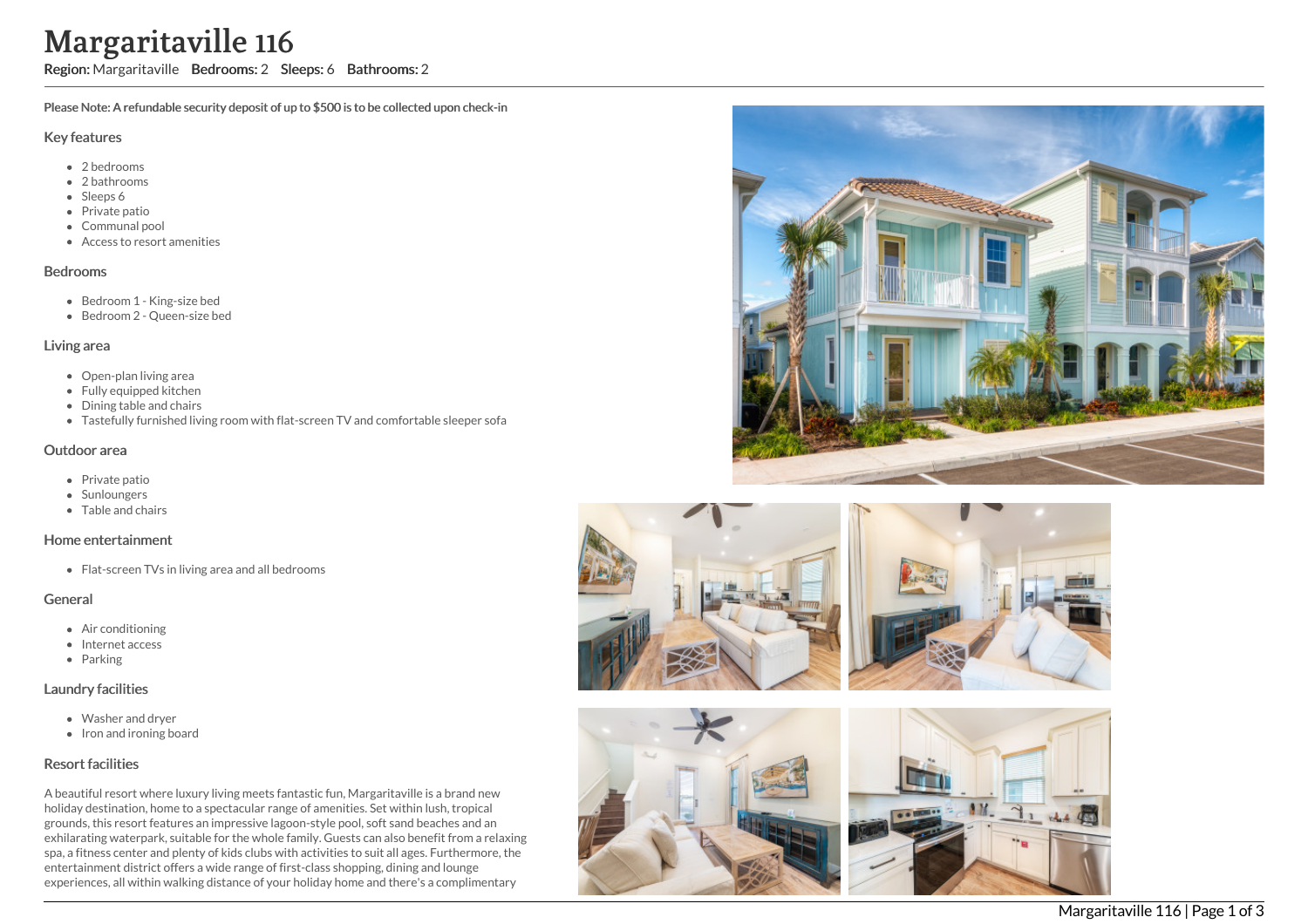# Margaritaville 116

**Region:** Margaritaville **Bedrooms:** 2 **Sleeps:** 6 **Bathrooms:** 2

**Please Note: A refundable security deposit of up to $500 is to be collected upon check-in**

## Key features

- 2 bedrooms
- 2 bathrooms
- Sleeps 6
- Private patio
- Communal pool
- Access to resort amenities

## Bedrooms

- Bedroom 1 - King-size bed
- Bedroom 2 - Queen-size bed

## Living area

- Open-plan living area
- Fully equipped kitchen
- Dining table and chairs
- Tastefully furnished living room with flat-screen TV and comfortable sleeper sofa

## Outdoor area

- Private patio
- Sunloungers
- Table and chairs

## Home entertainment

- Flat-screen TVs in living area and all bedrooms

## General

- Air conditioning
- Internet access
- Parking

## Laundry facilities

- Washer and dryer
- Iron and ironing board

## Resort facilities

A beautiful resort where luxury living meets fantastic fun, Margaritaville is a brand new holiday destination, home to a spectacular range of amenities. Set within lush, tropical grounds, this resort features an impressive lagoon-style pool, soft sand beaches and an exhilarating waterpark, suitable for the whole family. Guests can also benefit from a relaxing spa, a fitness center and plenty of kids clubs with activities to suit all ages. Furthermore, the entertainment district offers a wide range of first-class shopping, dining and lounge experiences, all within walking distance of your holiday home and there's a complimentary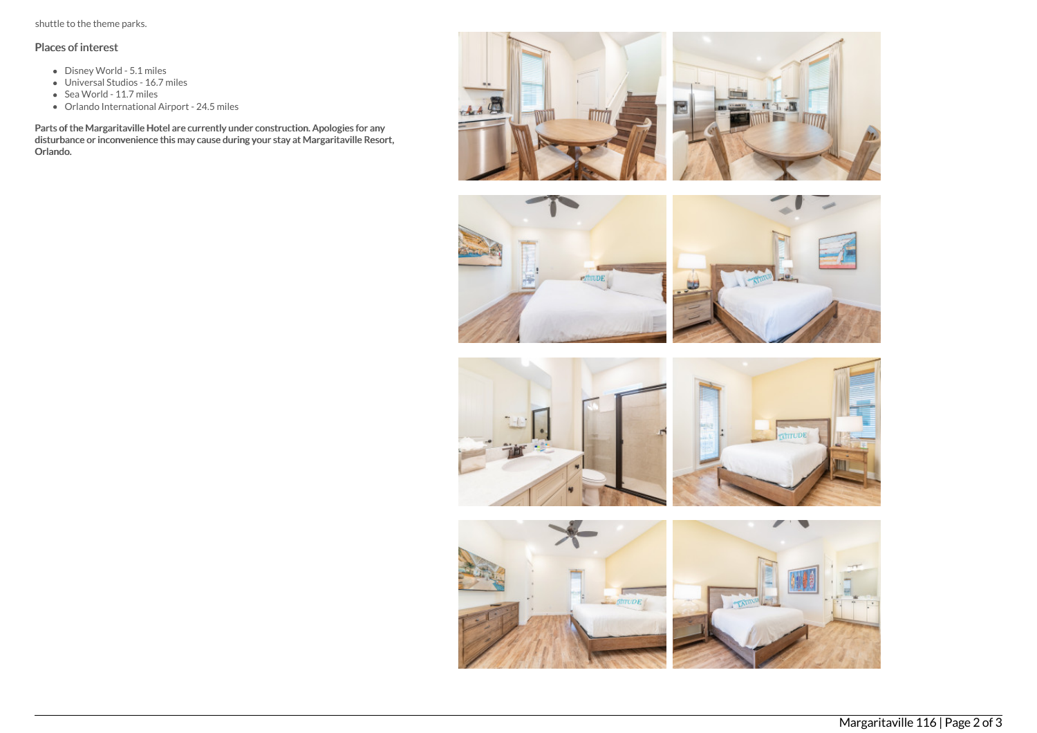shuttle to the theme parks.

## Places of interest

- Disney World - 5.1 miles
- Universal Studios - 16.7 miles
- Sea World - 11.7 miles
- Orlando International Airport - 24.5 miles

**Parts of the Margaritaville Hotel are currently under construction. Apologies for any disturbance or inconvenience this may cause during your stay at Margaritaville Resort, Orlando.**